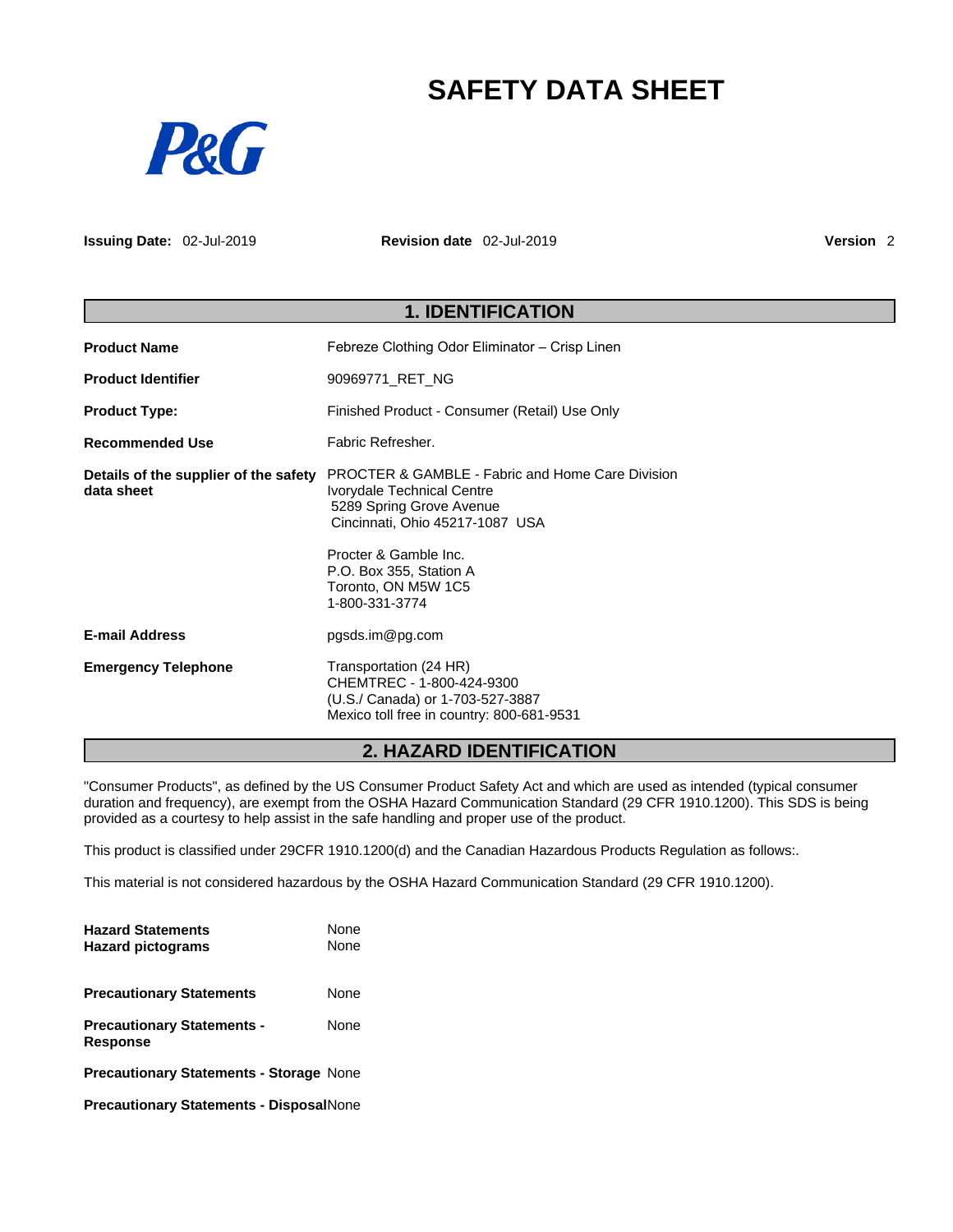# SAFETY DATA SHEET

P&G

**Issuing Date:** 02-Jul-2019 **Revision date** 02-Jul-2019 **Version** 2

## 1. IDENTIFICATION

| | |
|---|---|
| **Product Name** | Febreze Clothing Odor Eliminator – Crisp Linen |
| **Product Identifier** | 90969771_RET_NG |
| **Product Type:** | Finished Product - Consumer (Retail) Use Only |
| **Recommended Use** | Fabric Refresher. |
| **Details of the supplier of the safety data sheet** | PROCTER & GAMBLE - Fabric and Home Care Division<br>Ivorydale Technical Centre<br>5289 Spring Grove Avenue<br>Cincinnati, Ohio 45217-1087 USA<br><br>Procter & Gamble Inc.<br>P.O. Box 355, Station A<br>Toronto, ON M5W 1C5<br>1-800-331-3774 |
| **E-mail Address** | pgsds.im@pg.com |
| **Emergency Telephone** | Transportation (24 HR)<br>CHEMTREC - 1-800-424-9300<br>(U.S./ Canada) or 1-703-527-3887<br>Mexico toll free in country: 800-681-9531 |

## 2. HAZARD IDENTIFICATION

"Consumer Products", as defined by the US Consumer Product Safety Act and which are used as intended (typical consumer duration and frequency), are exempt from the OSHA Hazard Communication Standard (29 CFR 1910.1200). This SDS is being provided as a courtesy to help assist in the safe handling and proper use of the product.

This product is classified under 29CFR 1910.1200(d) and the Canadian Hazardous Products Regulation as follows:.

This material is not considered hazardous by the OSHA Hazard Communication Standard (29 CFR 1910.1200).

| | |
|---|---|
| **Hazard Statements** | None |
| **Hazard pictograms** | None |
| **Precautionary Statements** | None |
| **Precautionary Statements - Response** | None |
| **Precautionary Statements - Storage** | None |
| **Precautionary Statements - Disposal** | None |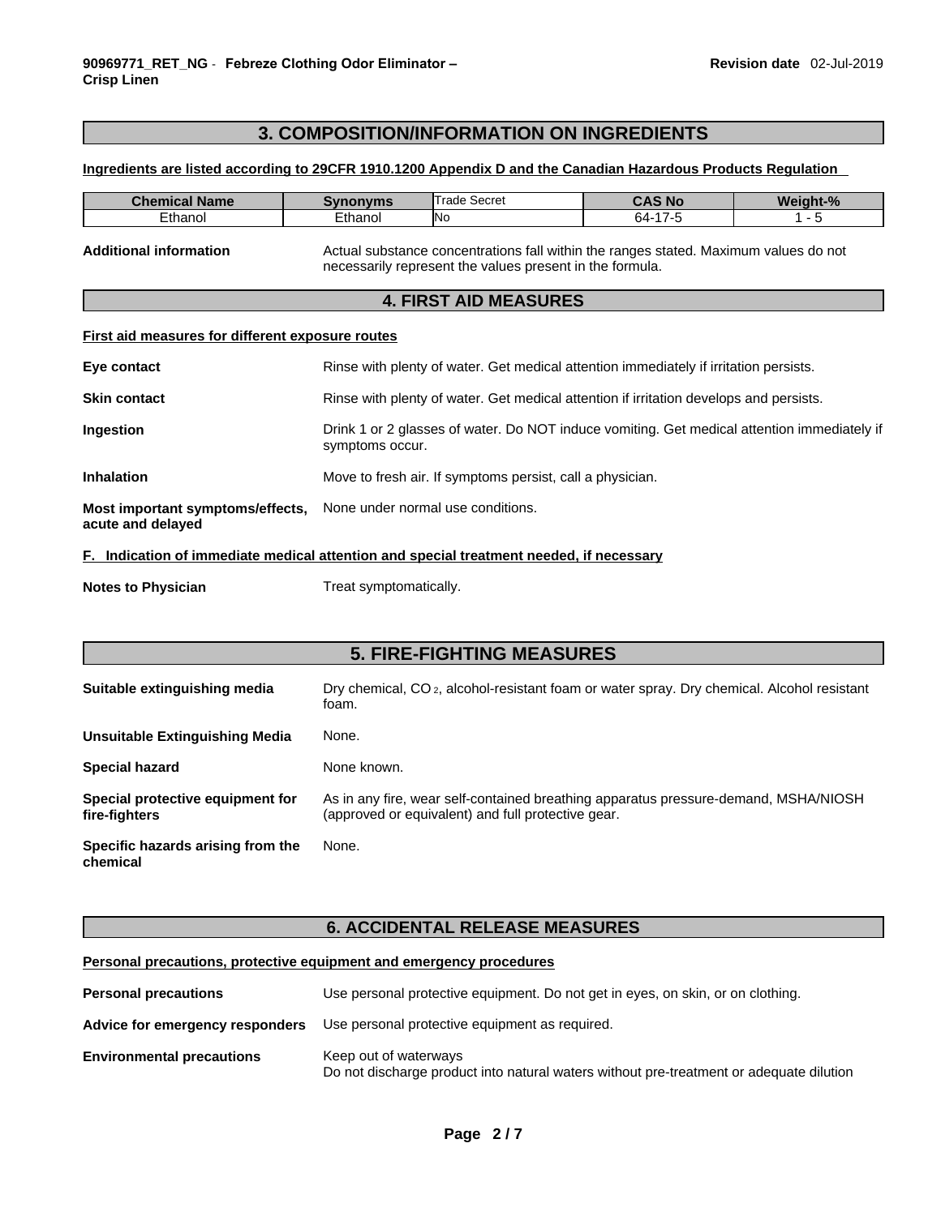## 3. COMPOSITION/INFORMATION ON INGREDIENTS

**Ingredients are listed according to 29CFR 1910.1200 Appendix D and the Canadian Hazardous Products Regulation**

| Chemical Name | Synonyms | Trade Secret | CAS No | Weight-% |
|---|---|---|---|---|
| Ethanol | Ethanol | No | 64-17-5 | 1 - 5 |

**Additional information** Actual substance concentrations fall within the ranges stated. Maximum values do not necessarily represent the values present in the formula.

## 4. FIRST AID MEASURES

**First aid measures for different exposure routes**

**Eye contact** Rinse with plenty of water. Get medical attention immediately if irritation persists.

**Skin contact** Rinse with plenty of water. Get medical attention if irritation develops and persists.

**Ingestion** Drink 1 or 2 glasses of water. Do NOT induce vomiting. Get medical attention immediately if symptoms occur.

**Inhalation** Move to fresh air. If symptoms persist, call a physician.

**Most important symptoms/effects, acute and delayed** None under normal use conditions.

**F. Indication of immediate medical attention and special treatment needed, if necessary**

**Notes to Physician** Treat symptomatically.

## 5. FIRE-FIGHTING MEASURES

**Suitable extinguishing media** Dry chemical, $CO_2$, alcohol-resistant foam or water spray. Dry chemical. Alcohol resistant foam.

**Unsuitable Extinguishing Media** None.

**Special hazard** None known.

**Special protective equipment for fire-fighters** As in any fire, wear self-contained breathing apparatus pressure-demand, MSHA/NIOSH (approved or equivalent) and full protective gear.

**Specific hazards arising from the chemical** None.

## 6. ACCIDENTAL RELEASE MEASURES

**Personal precautions, protective equipment and emergency procedures**

**Personal precautions** Use personal protective equipment. Do not get in eyes, on skin, or on clothing.

**Advice for emergency responders** Use personal protective equipment as required.

**Environmental precautions** Keep out of waterways
Do not discharge product into natural waters without pre-treatment or adequate dilution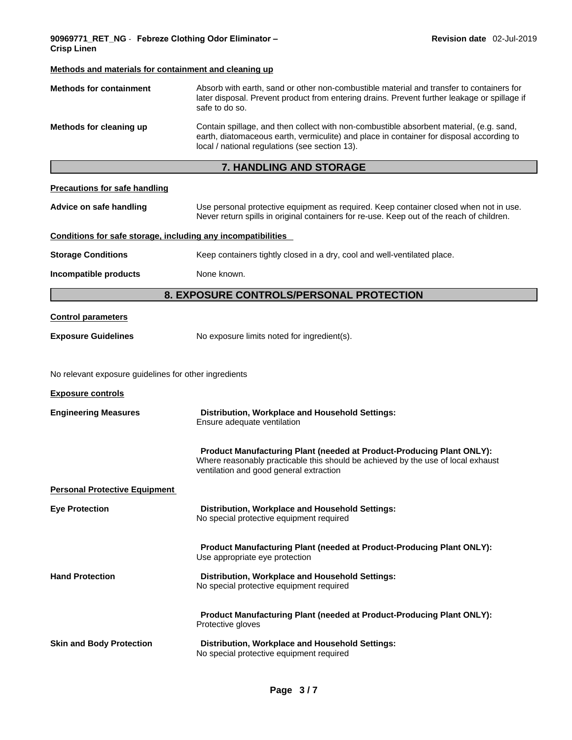**Methods and materials for containment and cleaning up**

**Methods for containment** Absorb with earth, sand or other non-combustible material and transfer to containers for later disposal. Prevent product from entering drains. Prevent further leakage or spillage if safe to do so.

**Methods for cleaning up** Contain spillage, and then collect with non-combustible absorbent material, (e.g. sand, earth, diatomaceous earth, vermiculite) and place in container for disposal according to local / national regulations (see section 13).

## 7. HANDLING AND STORAGE

**Precautions for safe handling**

**Advice on safe handling** Use personal protective equipment as required. Keep container closed when not in use. Never return spills in original containers for re-use. Keep out of the reach of children.

**Conditions for safe storage, including any incompatibilities**

**Storage Conditions** Keep containers tightly closed in a dry, cool and well-ventilated place.

**Incompatible products** None known.

## 8. EXPOSURE CONTROLS/PERSONAL PROTECTION

**Control parameters**

**Exposure Guidelines** No exposure limits noted for ingredient(s).

No relevant exposure guidelines for other ingredients

**Exposure controls**

**Engineering Measures**

**Distribution, Workplace and Household Settings:**
Ensure adequate ventilation

**Product Manufacturing Plant (needed at Product-Producing Plant ONLY):**
Where reasonably practicable this should be achieved by the use of local exhaust ventilation and good general extraction

**Personal Protective Equipment**

**Eye Protection**

**Distribution, Workplace and Household Settings:**
No special protective equipment required

**Product Manufacturing Plant (needed at Product-Producing Plant ONLY):**
Use appropriate eye protection

**Hand Protection**

**Distribution, Workplace and Household Settings:**
No special protective equipment required

**Product Manufacturing Plant (needed at Product-Producing Plant ONLY):**
Protective gloves

**Skin and Body Protection**

**Distribution, Workplace and Household Settings:**
No special protective equipment required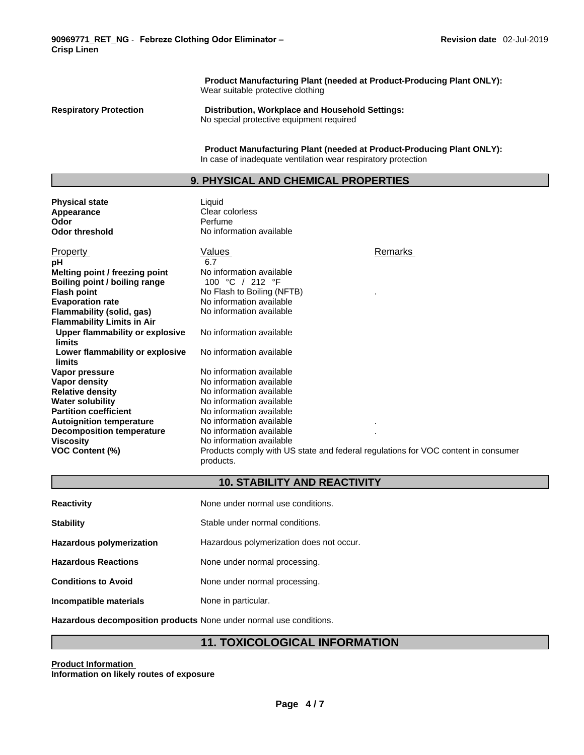**Product Manufacturing Plant (needed at Product-Producing Plant ONLY):**
Wear suitable protective clothing

**Respiratory Protection**

**Distribution, Workplace and Household Settings:**
No special protective equipment required

**Product Manufacturing Plant (needed at Product-Producing Plant ONLY):**
In case of inadequate ventilation wear respiratory protection

## 9. PHYSICAL AND CHEMICAL PROPERTIES

| | |
|---|---|
| **Physical state** | Liquid |
| **Appearance** | Clear colorless |
| **Odor** | Perfume |
| **Odor threshold** | No information available |

| Property | Values | Remarks |
|---|---|---|
| **pH** | 6.7 | |
| **Melting point / freezing point** | No information available | |
| **Boiling point / boiling range** | 100 °C / 212 °F | |
| **Flash point** | No Flash to Boiling (NFTB) | . |
| **Evaporation rate** | No information available | |
| **Flammability (solid, gas)** | No information available | |
| **Flammability Limits in Air** | | |
| **Upper flammability or explosive limits** | No information available | |
| **Lower flammability or explosive limits** | No information available | |
| **Vapor pressure** | No information available | |
| **Vapor density** | No information available | |
| **Relative density** | No information available | |
| **Water solubility** | No information available | |
| **Partition coefficient** | No information available | |
| **Autoignition temperature** | No information available | . |
| **Decomposition temperature** | No information available | . |
| **Viscosity** | No information available | |
| **VOC Content (%)** | Products comply with US state and federal regulations for VOC content in consumer products. | |

## 10. STABILITY AND REACTIVITY

| | |
|---|---|
| **Reactivity** | None under normal use conditions. |
| **Stability** | Stable under normal conditions. |
| **Hazardous polymerization** | Hazardous polymerization does not occur. |
| **Hazardous Reactions** | None under normal processing. |
| **Conditions to Avoid** | None under normal processing. |
| **Incompatible materials** | None in particular. |
| **Hazardous decomposition products** | None under normal use conditions. |

## 11. TOXICOLOGICAL INFORMATION

**Product Information**

**Information on likely routes of exposure**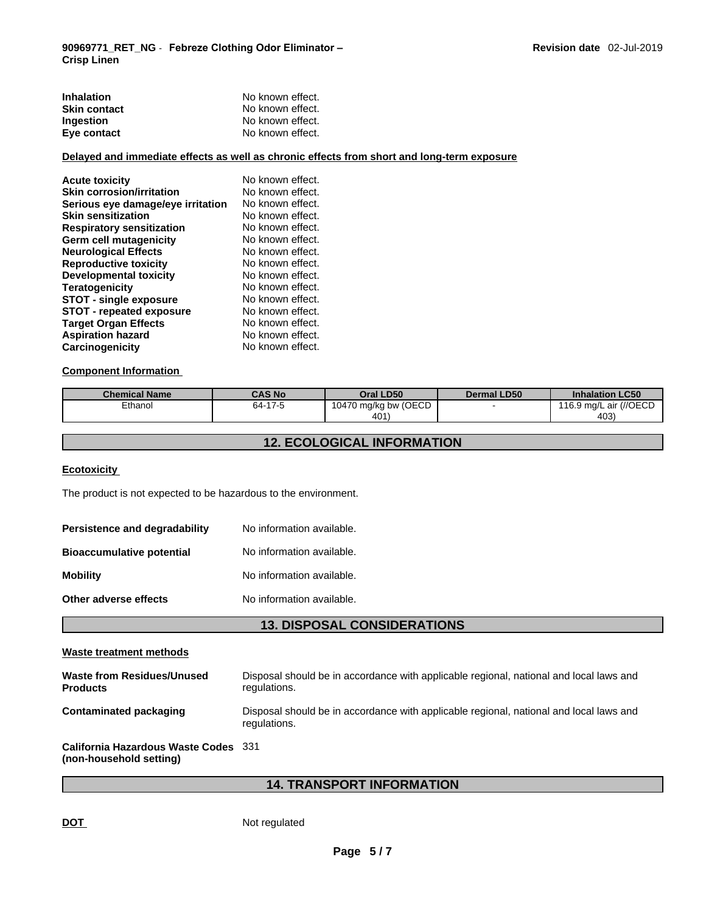| | |
|---|---|
| **Inhalation** | No known effect. |
| **Skin contact** | No known effect. |
| **Ingestion** | No known effect. |
| **Eye contact** | No known effect. |

**Delayed and immediate effects as well as chronic effects from short and long-term exposure**

| | |
|---|---|
| **Acute toxicity** | No known effect. |
| **Skin corrosion/irritation** | No known effect. |
| **Serious eye damage/eye irritation** | No known effect. |
| **Skin sensitization** | No known effect. |
| **Respiratory sensitization** | No known effect. |
| **Germ cell mutagenicity** | No known effect. |
| **Neurological Effects** | No known effect. |
| **Reproductive toxicity** | No known effect. |
| **Developmental toxicity** | No known effect. |
| **Teratogenicity** | No known effect. |
| **STOT - single exposure** | No known effect. |
| **STOT - repeated exposure** | No known effect. |
| **Target Organ Effects** | No known effect. |
| **Aspiration hazard** | No known effect. |
| **Carcinogenicity** | No known effect. |

**Component Information**

| Chemical Name | CAS No | Oral LD50 | Dermal LD50 | Inhalation LC50 |
|---|---|---|---|---|
| Ethanol | 64-17-5 | 10470 mg/kg bw (OECD 401) | - | 116.9 mg/L air (//OECD 403) |

## 12. ECOLOGICAL INFORMATION

**Ecotoxicity**

The product is not expected to be hazardous to the environment.

| | |
|---|---|
| **Persistence and degradability** | No information available. |
| **Bioaccumulative potential** | No information available. |
| **Mobility** | No information available. |
| **Other adverse effects** | No information available. |

## 13. DISPOSAL CONSIDERATIONS

**Waste treatment methods**

| | |
|---|---|
| **Waste from Residues/Unused Products** | Disposal should be in accordance with applicable regional, national and local laws and regulations. |
| **Contaminated packaging** | Disposal should be in accordance with applicable regional, national and local laws and regulations. |
| **California Hazardous Waste Codes (non-household setting)** | 331 |

## 14. TRANSPORT INFORMATION

| | |
|---|---|
| **DOT** | Not regulated |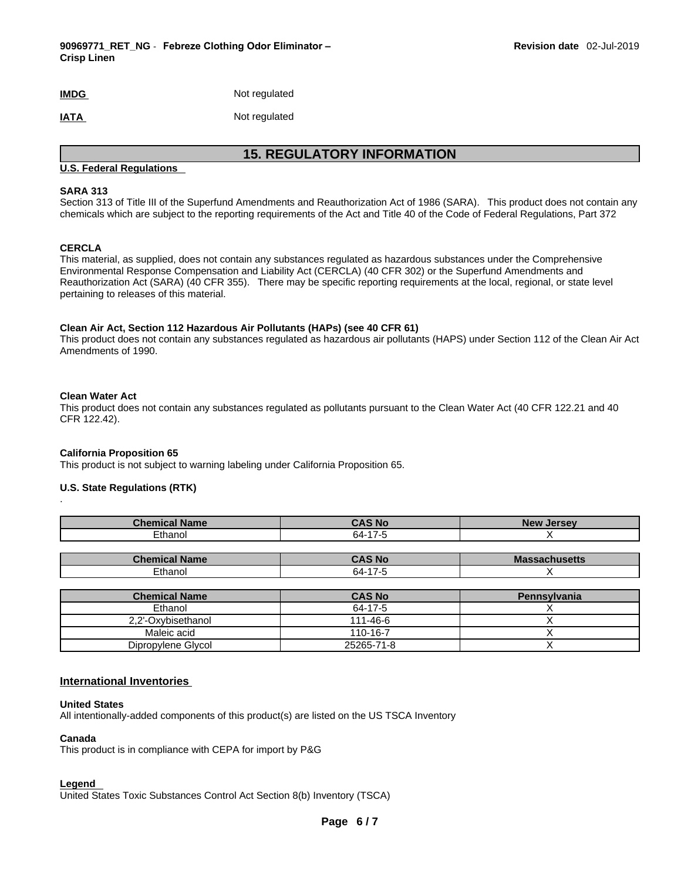**IMDG** Not regulated

**IATA** Not regulated

## 15. REGULATORY INFORMATION

**U.S. Federal Regulations**

**SARA 313**

Section 313 of Title III of the Superfund Amendments and Reauthorization Act of 1986 (SARA). This product does not contain any chemicals which are subject to the reporting requirements of the Act and Title 40 of the Code of Federal Regulations, Part 372

**CERCLA**

This material, as supplied, does not contain any substances regulated as hazardous substances under the Comprehensive Environmental Response Compensation and Liability Act (CERCLA) (40 CFR 302) or the Superfund Amendments and Reauthorization Act (SARA) (40 CFR 355). There may be specific reporting requirements at the local, regional, or state level pertaining to releases of this material.

**Clean Air Act, Section 112 Hazardous Air Pollutants (HAPs) (see 40 CFR 61)**

This product does not contain any substances regulated as hazardous air pollutants (HAPS) under Section 112 of the Clean Air Act Amendments of 1990.

**Clean Water Act**

This product does not contain any substances regulated as pollutants pursuant to the Clean Water Act (40 CFR 122.21 and 40 CFR 122.42).

**California Proposition 65**

This product is not subject to warning labeling under California Proposition 65.

**U.S. State Regulations (RTK)**

.

| Chemical Name | CAS No | New Jersey |
|---|---|---|
| Ethanol | 64-17-5 | X |

| Chemical Name | CAS No | Massachusetts |
|---|---|---|
| Ethanol | 64-17-5 | X |

| Chemical Name | CAS No | Pennsylvania |
|---|---|---|
| Ethanol | 64-17-5 | X |
| 2,2'-Oxybisethanol | 111-46-6 | X |
| Maleic acid | 110-16-7 | X |
| Dipropylene Glycol | 25265-71-8 | X |

**International Inventories**

**United States**

All intentionally-added components of this product(s) are listed on the US TSCA Inventory

**Canada**

This product is in compliance with CEPA for import by P&G

**Legend**

United States Toxic Substances Control Act Section 8(b) Inventory (TSCA)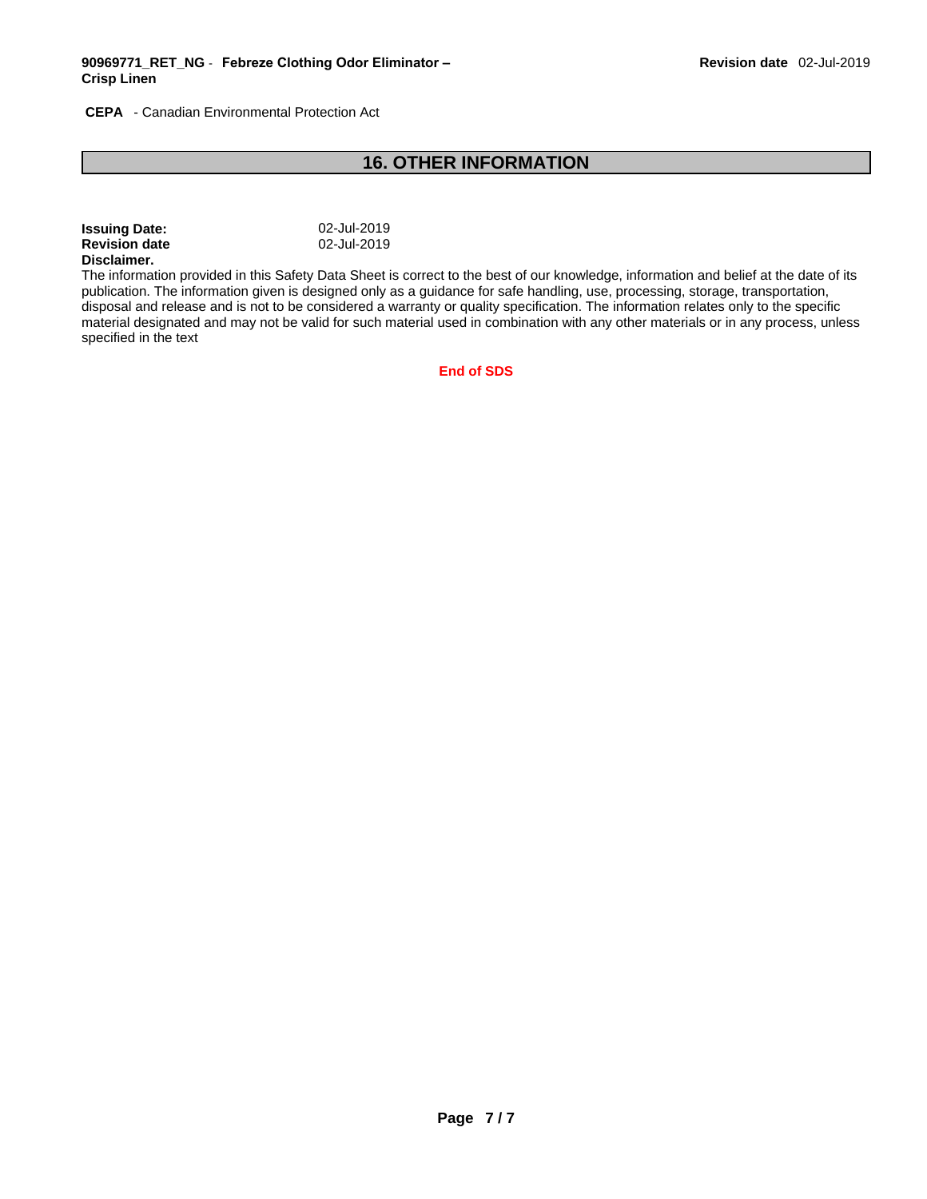**CEPA** - Canadian Environmental Protection Act

## 16. OTHER INFORMATION

| | |
|---|---|
| **Issuing Date:** | 02-Jul-2019 |
| **Revision date** | 02-Jul-2019 |

**Disclaimer.**

The information provided in this Safety Data Sheet is correct to the best of our knowledge, information and belief at the date of its publication. The information given is designed only as a guidance for safe handling, use, processing, storage, transportation, disposal and release and is not to be considered a warranty or quality specification. The information relates only to the specific material designated and may not be valid for such material used in combination with any other materials or in any process, unless specified in the text

**End of SDS**